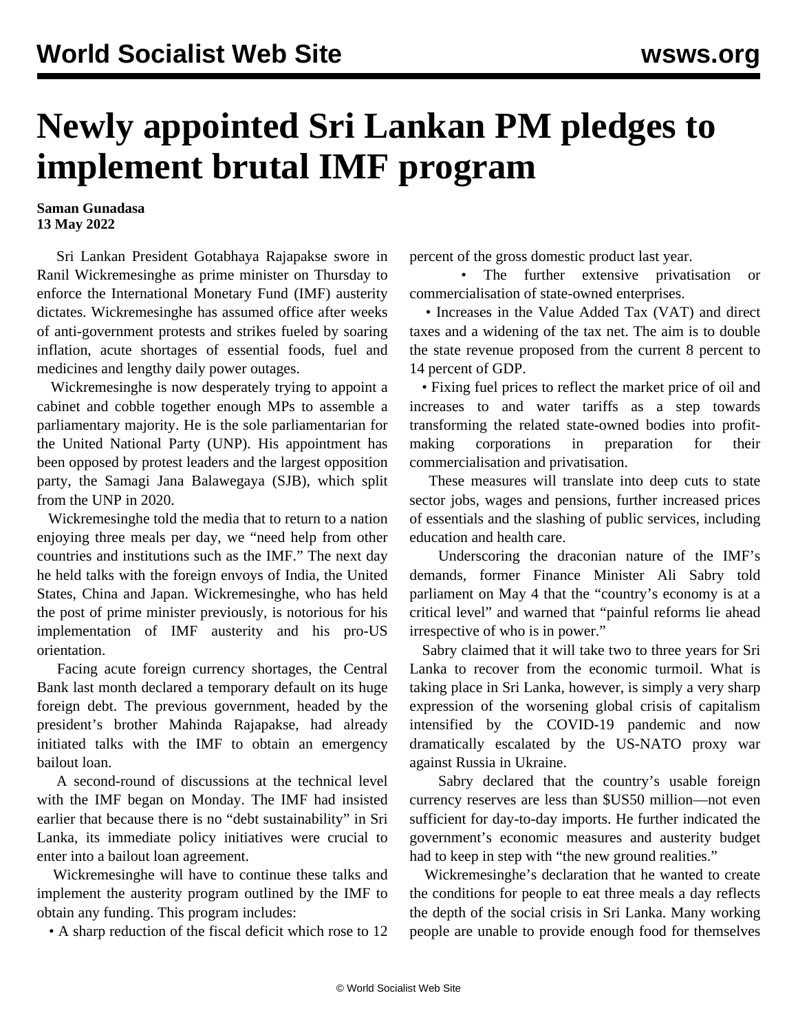# Newly appointed Sri Lankan PM pledges to implement brutal IMF program

**Saman Gunadasa**
**13 May 2022**

Sri Lankan President Gotabhaya Rajapakse swore in Ranil Wickremesinghe as prime minister on Thursday to enforce the International Monetary Fund (IMF) austerity dictates. Wickremesinghe has assumed office after weeks of anti-government protests and strikes fueled by soaring inflation, acute shortages of essential foods, fuel and medicines and lengthy daily power outages.

Wickremesinghe is now desperately trying to appoint a cabinet and cobble together enough MPs to assemble a parliamentary majority. He is the sole parliamentarian for the United National Party (UNP). His appointment has been opposed by protest leaders and the largest opposition party, the Samagi Jana Balawegaya (SJB), which split from the UNP in 2020.

Wickremesinghe told the media that to return to a nation enjoying three meals per day, we "need help from other countries and institutions such as the IMF." The next day he held talks with the foreign envoys of India, the United States, China and Japan. Wickremesinghe, who has held the post of prime minister previously, is notorious for his implementation of IMF austerity and his pro-US orientation.

Facing acute foreign currency shortages, the Central Bank last month declared a temporary default on its huge foreign debt. The previous government, headed by the president's brother Mahinda Rajapakse, had already initiated talks with the IMF to obtain an emergency bailout loan.

A second-round of discussions at the technical level with the IMF began on Monday. The IMF had insisted earlier that because there is no "debt sustainability" in Sri Lanka, its immediate policy initiatives were crucial to enter into a bailout loan agreement.

Wickremesinghe will have to continue these talks and implement the austerity program outlined by the IMF to obtain any funding. This program includes:

• A sharp reduction of the fiscal deficit which rose to 12 percent of the gross domestic product last year.

• The further extensive privatisation or commercialisation of state-owned enterprises.

• Increases in the Value Added Tax (VAT) and direct taxes and a widening of the tax net. The aim is to double the state revenue proposed from the current 8 percent to 14 percent of GDP.

• Fixing fuel prices to reflect the market price of oil and increases to and water tariffs as a step towards transforming the related state-owned bodies into profit-making corporations in preparation for their commercialisation and privatisation.

These measures will translate into deep cuts to state sector jobs, wages and pensions, further increased prices of essentials and the slashing of public services, including education and health care.

Underscoring the draconian nature of the IMF's demands, former Finance Minister Ali Sabry told parliament on May 4 that the "country's economy is at a critical level" and warned that "painful reforms lie ahead irrespective of who is in power."

Sabry claimed that it will take two to three years for Sri Lanka to recover from the economic turmoil. What is taking place in Sri Lanka, however, is simply a very sharp expression of the worsening global crisis of capitalism intensified by the COVID-19 pandemic and now dramatically escalated by the US-NATO proxy war against Russia in Ukraine.

Sabry declared that the country's usable foreign currency reserves are less than $US50 million—not even sufficient for day-to-day imports. He further indicated the government's economic measures and austerity budget had to keep in step with "the new ground realities."

Wickremesinghe's declaration that he wanted to create the conditions for people to eat three meals a day reflects the depth of the social crisis in Sri Lanka. Many working people are unable to provide enough food for themselves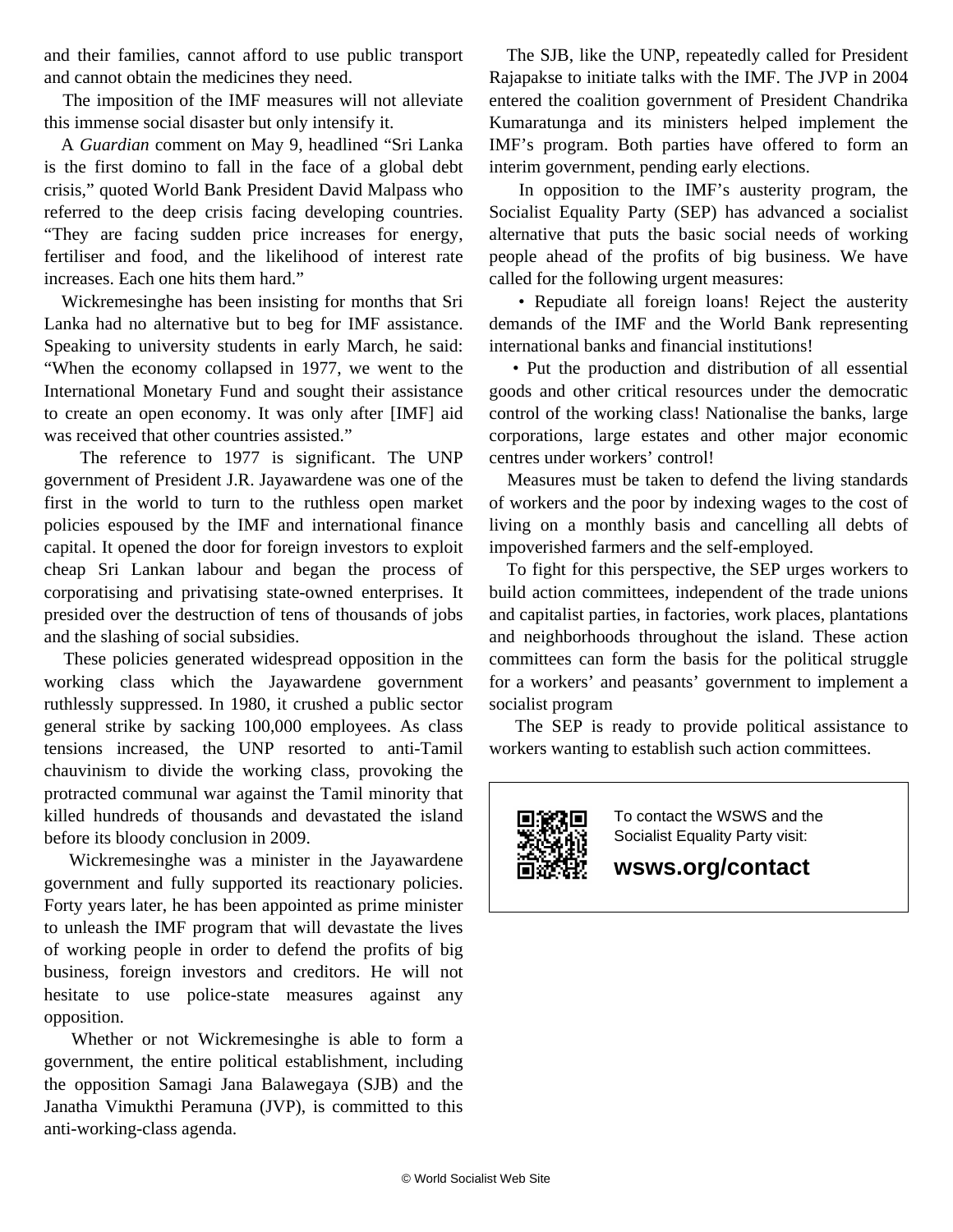and their families, cannot afford to use public transport and cannot obtain the medicines they need.

The imposition of the IMF measures will not alleviate this immense social disaster but only intensify it.

A *Guardian* comment on May 9, headlined “Sri Lanka is the first domino to fall in the face of a global debt crisis,” quoted World Bank President David Malpass who referred to the deep crisis facing developing countries. “They are facing sudden price increases for energy, fertiliser and food, and the likelihood of interest rate increases. Each one hits them hard.”

Wickremesinghe has been insisting for months that Sri Lanka had no alternative but to beg for IMF assistance. Speaking to university students in early March, he said: “When the economy collapsed in 1977, we went to the International Monetary Fund and sought their assistance to create an open economy. It was only after [IMF] aid was received that other countries assisted.”

The reference to 1977 is significant. The UNP government of President J.R. Jayawardene was one of the first in the world to turn to the ruthless open market policies espoused by the IMF and international finance capital. It opened the door for foreign investors to exploit cheap Sri Lankan labour and began the process of corporatising and privatising state-owned enterprises. It presided over the destruction of tens of thousands of jobs and the slashing of social subsidies.

These policies generated widespread opposition in the working class which the Jayawardene government ruthlessly suppressed. In 1980, it crushed a public sector general strike by sacking 100,000 employees. As class tensions increased, the UNP resorted to anti-Tamil chauvinism to divide the working class, provoking the protracted communal war against the Tamil minority that killed hundreds of thousands and devastated the island before its bloody conclusion in 2009.

Wickremesinghe was a minister in the Jayawardene government and fully supported its reactionary policies. Forty years later, he has been appointed as prime minister to unleash the IMF program that will devastate the lives of working people in order to defend the profits of big business, foreign investors and creditors. He will not hesitate to use police-state measures against any opposition.

Whether or not Wickremesinghe is able to form a government, the entire political establishment, including the opposition Samagi Jana Balawegaya (SJB) and the Janatha Vimukthi Peramuna (JVP), is committed to this anti-working-class agenda.

The SJB, like the UNP, repeatedly called for President Rajapakse to initiate talks with the IMF. The JVP in 2004 entered the coalition government of President Chandrika Kumaratunga and its ministers helped implement the IMF’s program. Both parties have offered to form an interim government, pending early elections.

In opposition to the IMF’s austerity program, the Socialist Equality Party (SEP) has advanced a socialist alternative that puts the basic social needs of working people ahead of the profits of big business. We have called for the following urgent measures:

- Repudiate all foreign loans! Reject the austerity demands of the IMF and the World Bank representing international banks and financial institutions!
- Put the production and distribution of all essential goods and other critical resources under the democratic control of the working class! Nationalise the banks, large corporations, large estates and other major economic centres under workers’ control!

Measures must be taken to defend the living standards of workers and the poor by indexing wages to the cost of living on a monthly basis and cancelling all debts of impoverished farmers and the self-employed.

To fight for this perspective, the SEP urges workers to build action committees, independent of the trade unions and capitalist parties, in factories, work places, plantations and neighborhoods throughout the island. These action committees can form the basis for the political struggle for a workers’ and peasants’ government to implement a socialist program

The SEP is ready to provide political assistance to workers wanting to establish such action committees.

To contact the WSWS and the Socialist Equality Party visit:

**wsws.org/contact**